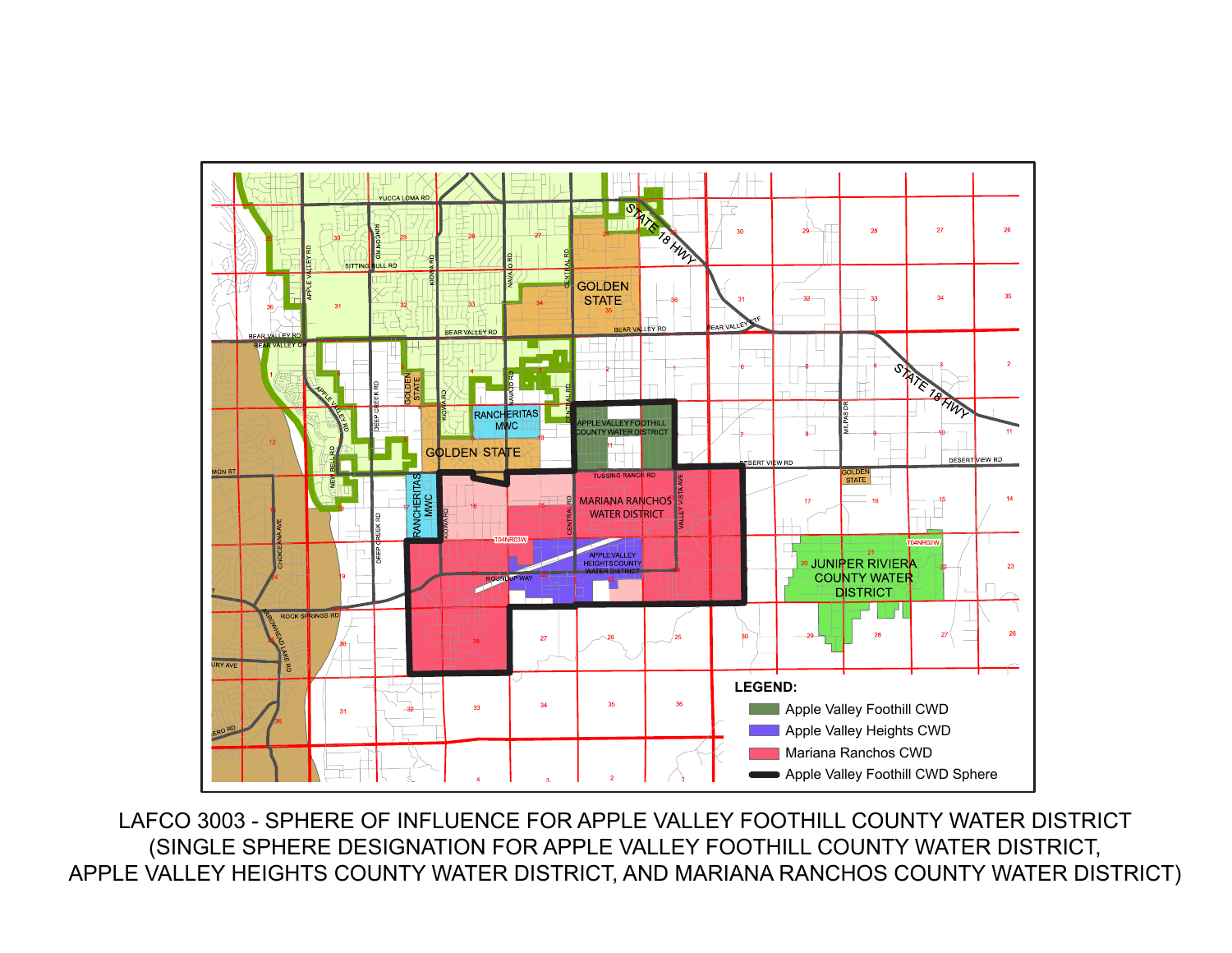LEGEND:

- Apple Valley Foothill CWD
- Apple Valley Heights CWD
- Mariana Ranchos CWD
- Apple Valley Foothill CWD Sphere

LAFCO 3003 - SPHERE OF INFLUENCE FOR APPLE VALLEY FOOTHILL COUNTY WATER DISTRICT
(SINGLE SPHERE DESIGNATION FOR APPLE VALLEY FOOTHILL COUNTY WATER DISTRICT,
APPLE VALLEY HEIGHTS COUNTY WATER DISTRICT, AND MARIANA RANCHOS COUNTY WATER DISTRICT)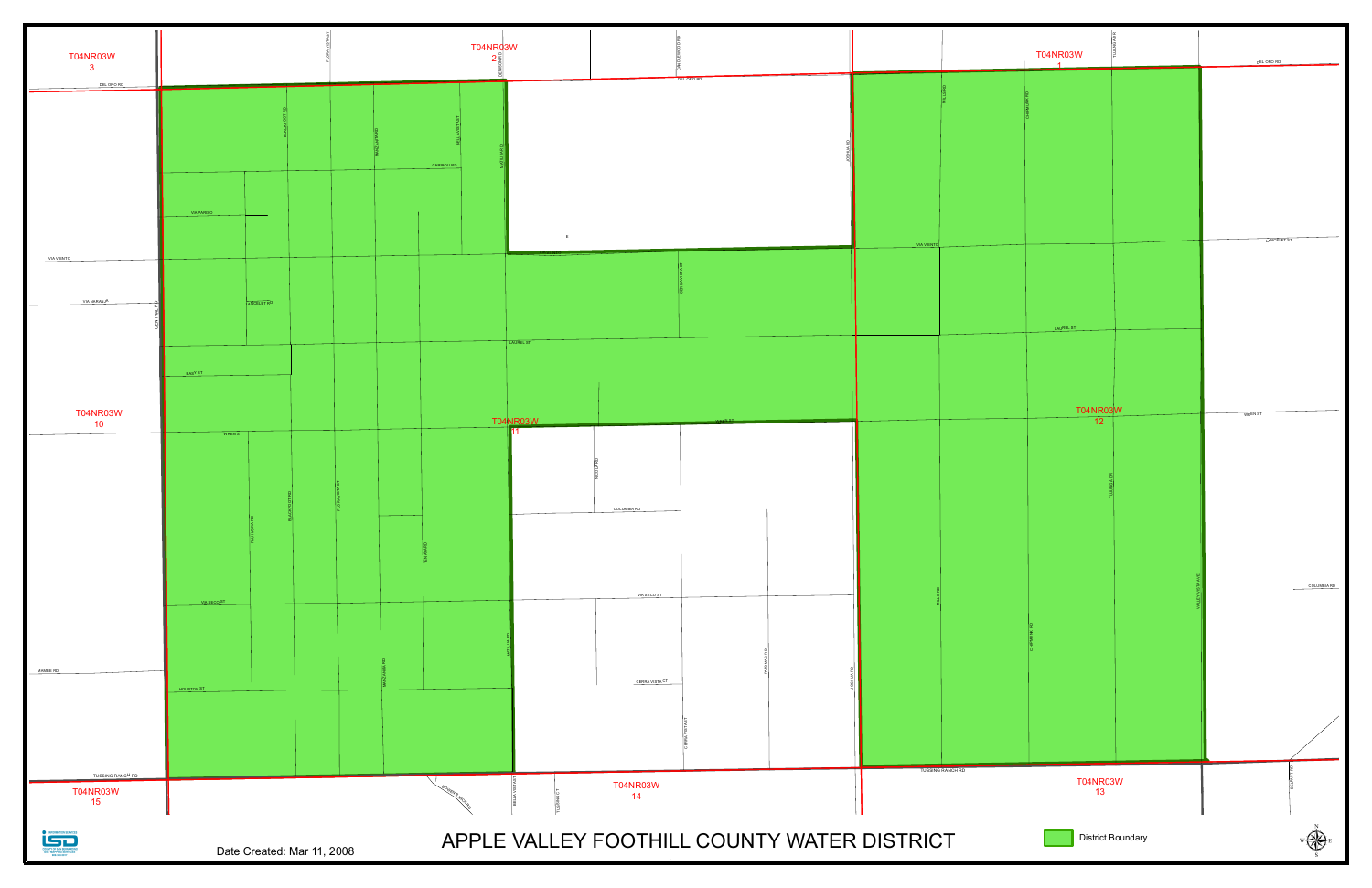# APPLE VALLEY FOOTHILL COUNTY WATER DISTRICT

Date Created: Mar 11, 2008

District Boundary

T04NR03W 3

T04NR03W 2

T04NR03W 1

T04NR03W 10

T04NR03W 11

T04NR03W 12

T04NR03W 15

T04NR03W 14

T04NR03W 13

DEL ORO RD

VIA VIENTO

VIA NARANJA

CENTRAL RD

MANHASSET RD

TUSSING RANCH RD

CARIBOU RD

VIA PASEO

LANCELOT RD

SAGE ST

WREN ST

LAUREL ST

COLUMBIA RD

VIA SECO ST

HOUSTON ST

CIBOLA VISTA CT

JOSHUA RD

MILLS RD

CHAPMAN RD

TUSSING PARK

VALLEY VISTA AVE

BUNKER RANCH RD